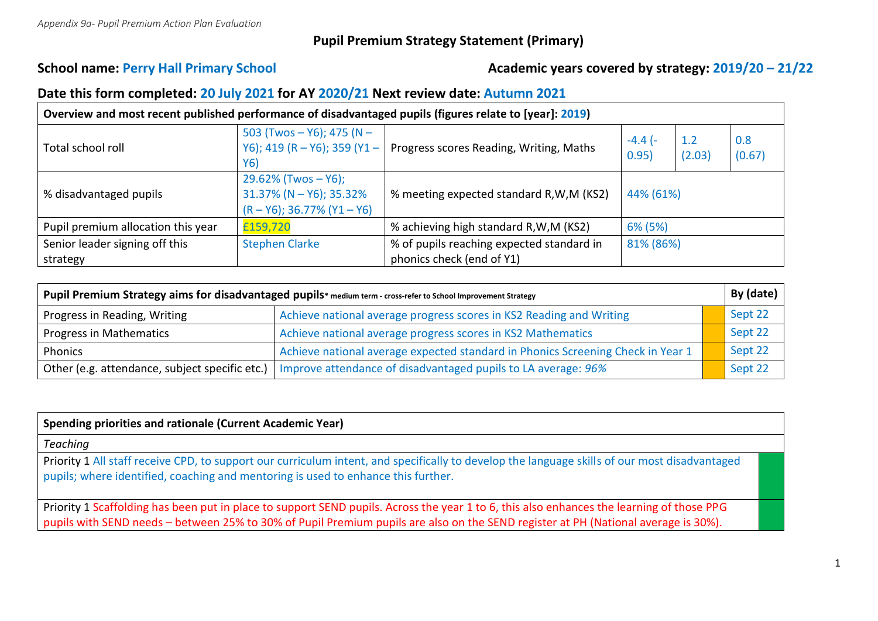*Appendix 9a- Pupil Premium Action Plan Evaluation*

# Pupil Premium Strategy Statement (Primary)

**School name: Perry Hall Primary School** **Academic years covered by strategy: 2019/20 – 21/22**

**Date this form completed: 20 July 2021 for AY 2020/21 Next review date: Autumn 2021**

| **Overview and most recent published performance of disadvantaged pupils (figures relate to [year]: 2019)** | | | | | |
|---|---|---|---|---|---|
| Total school roll | 503 (Twos – Y6); 475 (N – Y6); 419 (R – Y6); 359 (Y1 – Y6) | Progress scores Reading, Writing, Maths | -4.4 (-0.95) | 1.2 (2.03) | 0.8 (0.67) |
| % disadvantaged pupils | 29.62% (Twos – Y6); 31.37% (N – Y6); 35.32% (R – Y6); 36.77% (Y1 – Y6) | % meeting expected standard R,W,M (KS2) | 44% (61%) | | |
| Pupil premium allocation this year | £159,720 | % achieving high standard R,W,M (KS2) | 6% (5%) | | |
| Senior leader signing off this strategy | Stephen Clarke | % of pupils reaching expected standard in phonics check (end of Y1) | 81% (86%) | | |

| **Pupil Premium Strategy aims for disadvantaged pupils*** medium term - cross-refer to School Improvement Strategy | | | **By (date)** |
|---|---|---|---|
| Progress in Reading, Writing | Achieve national average progress scores in KS2 Reading and Writing | | Sept 22 |
| Progress in Mathematics | Achieve national average progress scores in KS2 Mathematics | | Sept 22 |
| Phonics | Achieve national average expected standard in Phonics Screening Check in Year 1 | | Sept 22 |
| Other (e.g. attendance, subject specific etc.) | Improve attendance of disadvantaged pupils to LA average: *96%* | | Sept 22 |

| **Spending priorities and rationale (Current Academic Year)** | |
|---|---|
| *Teaching* | |
| Priority 1 All staff receive CPD, to support our curriculum intent, and specifically to develop the language skills of our most disadvantaged pupils; where identified, coaching and mentoring is used to enhance this further. | |
| Priority 1 Scaffolding has been put in place to support SEND pupils. Across the year 1 to 6, this also enhances the learning of those PPG pupils with SEND needs – between 25% to 30% of Pupil Premium pupils are also on the SEND register at PH (National average is 30%). | |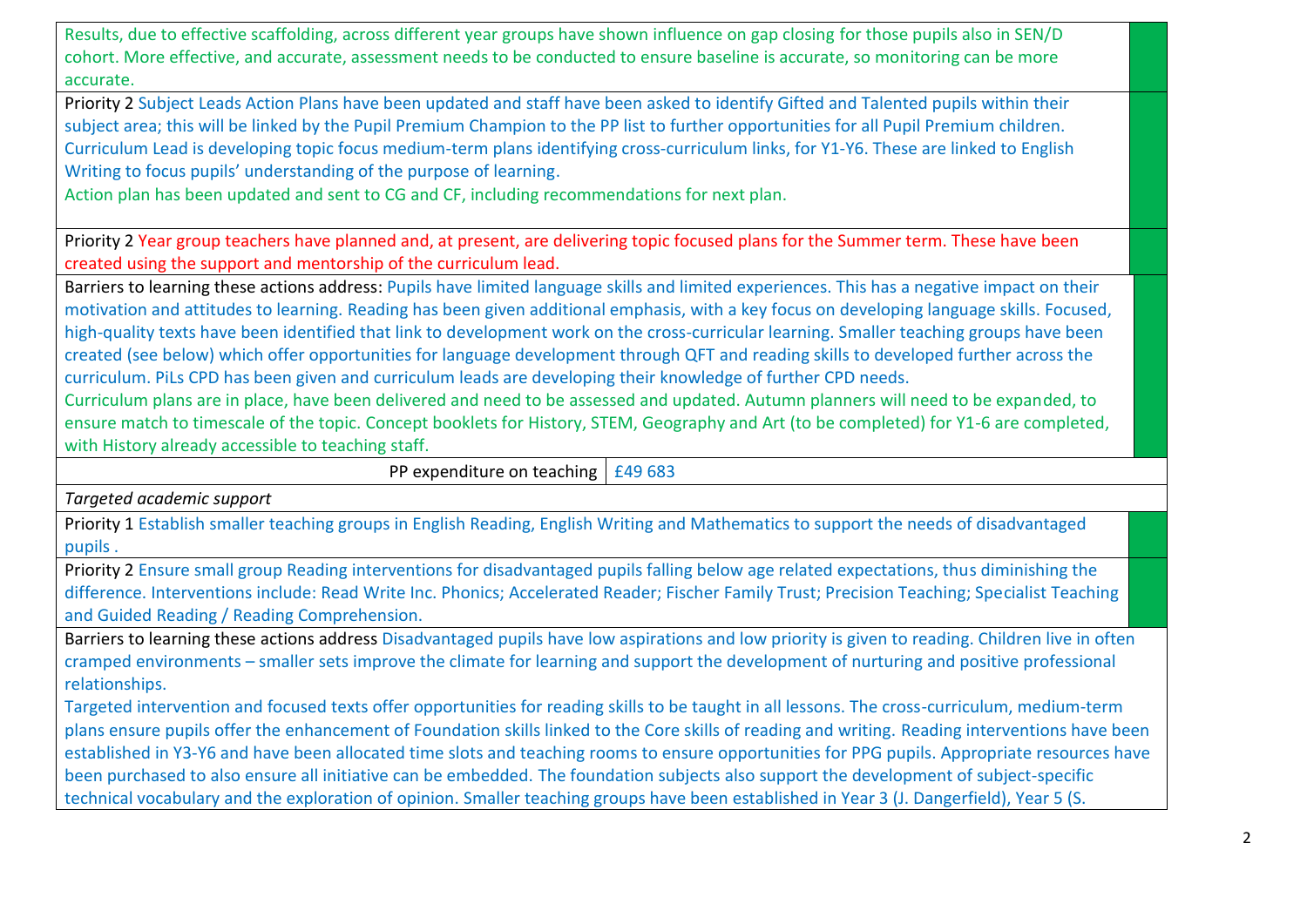| | |
|---|---|
| Results, due to effective scaffolding, across different year groups have shown influence on gap closing for those pupils also in SEN/D cohort. More effective, and accurate, assessment needs to be conducted to ensure baseline is accurate, so monitoring can be more accurate. | |
| Priority 2 Subject Leads Action Plans have been updated and staff have been asked to identify Gifted and Talented pupils within their subject area; this will be linked by the Pupil Premium Champion to the PP list to further opportunities for all Pupil Premium children. Curriculum Lead is developing topic focus medium-term plans identifying cross-curriculum links, for Y1-Y6. These are linked to English Writing to focus pupils' understanding of the purpose of learning. Action plan has been updated and sent to CG and CF, including recommendations for next plan. | |
| Priority 2 Year group teachers have planned and, at present, are delivering topic focused plans for the Summer term. These have been created using the support and mentorship of the curriculum lead. | |
| Barriers to learning these actions address: Pupils have limited language skills and limited experiences. This has a negative impact on their motivation and attitudes to learning. Reading has been given additional emphasis, with a key focus on developing language skills. Focused, high-quality texts have been identified that link to development work on the cross-curricular learning. Smaller teaching groups have been created (see below) which offer opportunities for language development through QFT and reading skills to developed further across the curriculum. PiLs CPD has been given and curriculum leads are developing their knowledge of further CPD needs. Curriculum plans are in place, have been delivered and need to be assessed and updated. Autumn planners will need to be expanded, to ensure match to timescale of the topic. Concept booklets for History, STEM, Geography and Art (to be completed) for Y1-6 are completed, with History already accessible to teaching staff. | |
| PP expenditure on teaching | £49 683 |
| *Targeted academic support* | |
| Priority 1 Establish smaller teaching groups in English Reading, English Writing and Mathematics to support the needs of disadvantaged pupils . | |
| Priority 2 Ensure small group Reading interventions for disadvantaged pupils falling below age related expectations, thus diminishing the difference. Interventions include: Read Write Inc. Phonics; Accelerated Reader; Fischer Family Trust; Precision Teaching; Specialist Teaching and Guided Reading / Reading Comprehension. | |
| Barriers to learning these actions address Disadvantaged pupils have low aspirations and low priority is given to reading. Children live in often cramped environments – smaller sets improve the climate for learning and support the development of nurturing and positive professional relationships. Targeted intervention and focused texts offer opportunities for reading skills to be taught in all lessons. The cross-curriculum, medium-term plans ensure pupils offer the enhancement of Foundation skills linked to the Core skills of reading and writing. Reading interventions have been established in Y3-Y6 and have been allocated time slots and teaching rooms to ensure opportunities for PPG pupils. Appropriate resources have been purchased to also ensure all initiative can be embedded. The foundation subjects also support the development of subject-specific technical vocabulary and the exploration of opinion. Smaller teaching groups have been established in Year 3 (J. Dangerfield), Year 5 (S. | |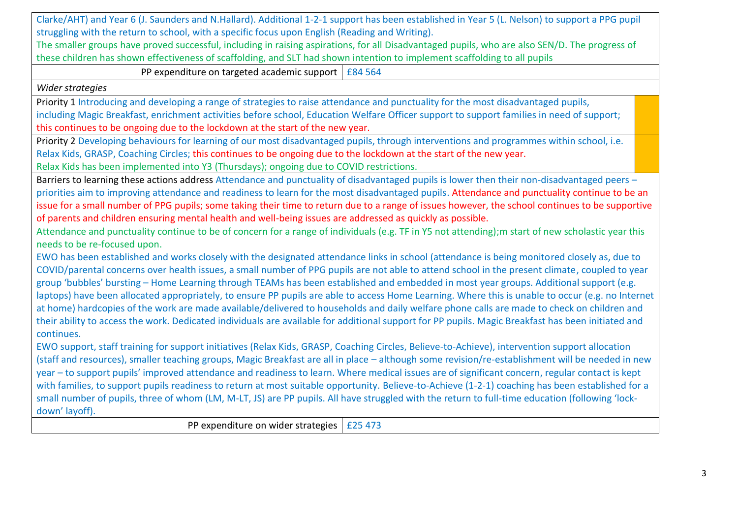Clarke/AHT) and Year 6 (J. Saunders and N.Hallard). Additional 1-2-1 support has been established in Year 5 (L. Nelson) to support a PPG pupil struggling with the return to school, with a specific focus upon English (Reading and Writing).

The smaller groups have proved successful, including in raising aspirations, for all Disadvantaged pupils, who are also SEN/D. The progress of these children has shown effectiveness of scaffolding, and SLT had shown intention to implement scaffolding to all pupils

| PP expenditure on targeted academic support | £84 564 |
|---|---|

*Wider strategies*

Priority 1 Introducing and developing a range of strategies to raise attendance and punctuality for the most disadvantaged pupils, including Magic Breakfast, enrichment activities before school, Education Welfare Officer support to support families in need of support; this continues to be ongoing due to the lockdown at the start of the new year.

Priority 2 Developing behaviours for learning of our most disadvantaged pupils, through interventions and programmes within school, i.e. Relax Kids, GRASP, Coaching Circles; this continues to be ongoing due to the lockdown at the start of the new year.
Relax Kids has been implemented into Y3 (Thursdays); ongoing due to COVID restrictions.

Barriers to learning these actions address Attendance and punctuality of disadvantaged pupils is lower then their non-disadvantaged peers – priorities aim to improving attendance and readiness to learn for the most disadvantaged pupils. Attendance and punctuality continue to be an issue for a small number of PPG pupils; some taking their time to return due to a range of issues however, the school continues to be supportive of parents and children ensuring mental health and well-being issues are addressed as quickly as possible.

Attendance and punctuality continue to be of concern for a range of individuals (e.g. TF in Y5 not attending);m start of new scholastic year this needs to be re-focused upon.

EWO has been established and works closely with the designated attendance links in school (attendance is being monitored closely as, due to COVID/parental concerns over health issues, a small number of PPG pupils are not able to attend school in the present climate, coupled to year group 'bubbles' bursting – Home Learning through TEAMs has been established and embedded in most year groups. Additional support (e.g. laptops) have been allocated appropriately, to ensure PP pupils are able to access Home Learning. Where this is unable to occur (e.g. no Internet at home) hardcopies of the work are made available/delivered to households and daily welfare phone calls are made to check on children and their ability to access the work. Dedicated individuals are available for additional support for PP pupils. Magic Breakfast has been initiated and continues.

EWO support, staff training for support initiatives (Relax Kids, GRASP, Coaching Circles, Believe-to-Achieve), intervention support allocation (staff and resources), smaller teaching groups, Magic Breakfast are all in place – although some revision/re-establishment will be needed in new year – to support pupils' improved attendance and readiness to learn. Where medical issues are of significant concern, regular contact is kept with families, to support pupils readiness to return at most suitable opportunity. Believe-to-Achieve (1-2-1) coaching has been established for a small number of pupils, three of whom (LM, M-LT, JS) are PP pupils. All have struggled with the return to full-time education (following 'lock-down' layoff).

| PP expenditure on wider strategies | £25 473 |
|---|---|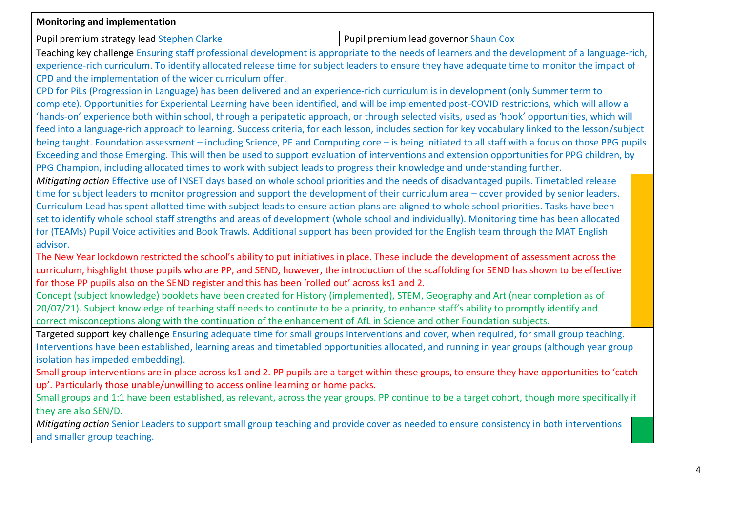**Monitoring and implementation**

| Pupil premium strategy lead Stephen Clarke | Pupil premium lead governor Shaun Cox |
|---|---|

Teaching key challenge Ensuring staff professional development is appropriate to the needs of learners and the development of a language-rich, experience-rich curriculum. To identify allocated release time for subject leaders to ensure they have adequate time to monitor the impact of CPD and the implementation of the wider curriculum offer.

CPD for PiLs (Progression in Language) has been delivered and an experience-rich curriculum is in development (only Summer term to complete). Opportunities for Experiental Learning have been identified, and will be implemented post-COVID restrictions, which will allow a 'hands-on' experience both within school, through a peripatetic approach, or through selected visits, used as 'hook' opportunities, which will feed into a language-rich approach to learning. Success criteria, for each lesson, includes section for key vocabulary linked to the lesson/subject being taught. Foundation assessment – including Science, PE and Computing core – is being initiated to all staff with a focus on those PPG pupils Exceeding and those Emerging. This will then be used to support evaluation of interventions and extension opportunities for PPG children, by PPG Champion, including allocated times to work with subject leads to progress their knowledge and understanding further.

*Mitigating action* Effective use of INSET days based on whole school priorities and the needs of disadvantaged pupils. Timetabled release time for subject leaders to monitor progression and support the development of their curriculum area – cover provided by senior leaders. Curriculum Lead has spent allotted time with subject leads to ensure action plans are aligned to whole school priorities. Tasks have been set to identify whole school staff strengths and areas of development (whole school and individually). Monitoring time has been allocated for (TEAMs) Pupil Voice activities and Book Trawls. Additional support has been provided for the English team through the MAT English advisor.

The New Year lockdown restricted the school's ability to put initiatives in place. These include the development of assessment across the curriculum, hisghlight those pupils who are PP, and SEND, however, the introduction of the scaffolding for SEND has shown to be effective for those PP pupils also on the SEND register and this has been 'rolled out' across ks1 and 2.

Concept (subject knowledge) booklets have been created for History (implemented), STEM, Geography and Art (near completion as of 20/07/21). Subject knowledge of teaching staff needs to contintute to be a priority, to enhance staff's ability to promptly identify and correct misconceptions along with the continuation of the enhancement of AfL in Science and other Foundation subjects.

Targeted support key challenge Ensuring adequate time for small groups interventions and cover, when required, for small group teaching. Interventions have been established, learning areas and timetabled opportunities allocated, and running in year groups (although year group isolation has impeded embedding).

Small group interventions are in place across ks1 and 2. PP pupils are a target within these groups, to ensure they have opportunities to 'catch up'. Particularly those unable/unwilling to access online learning or home packs.

Small groups and 1:1 have been established, as relevant, across the year groups. PP continue to be a target cohort, though more specifically if they are also SEN/D.

*Mitigating action* Senior Leaders to support small group teaching and provide cover as needed to ensure consistency in both interventions and smaller group teaching.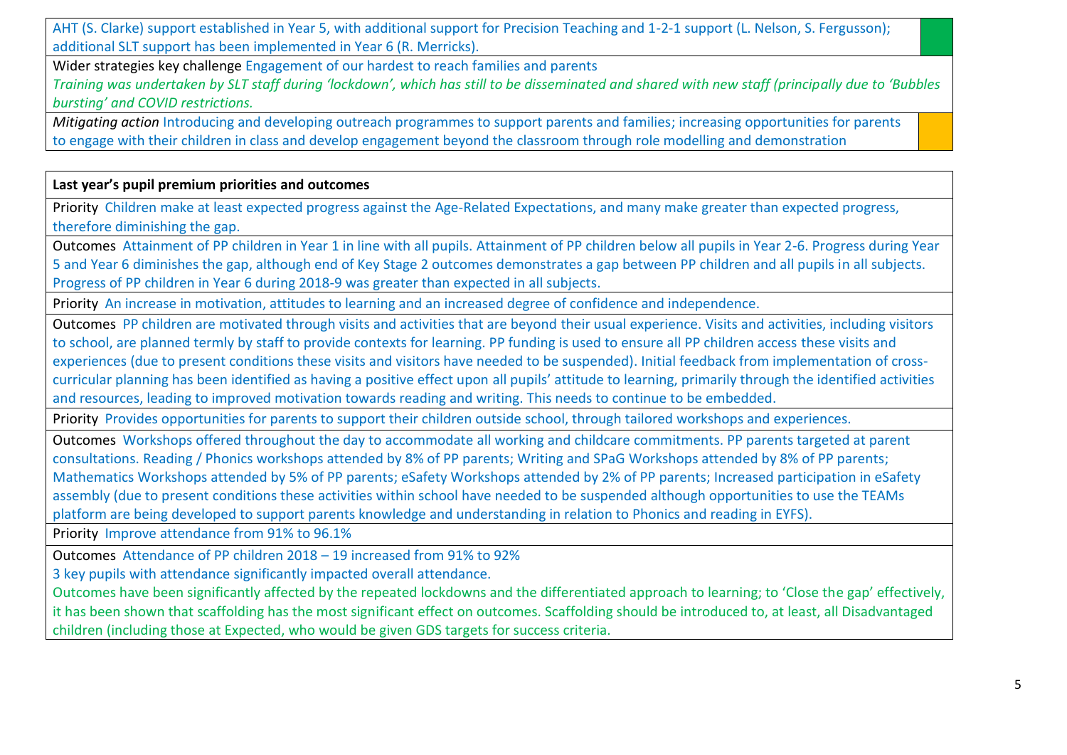AHT (S. Clarke) support established in Year 5, with additional support for Precision Teaching and 1-2-1 support (L. Nelson, S. Fergusson); additional SLT support has been implemented in Year 6 (R. Merricks).

Wider strategies key challenge Engagement of our hardest to reach families and parents

*Training was undertaken by SLT staff during 'lockdown', which has still to be disseminated and shared with new staff (principally due to 'Bubbles bursting' and COVID restrictions.*

*Mitigating action* Introducing and developing outreach programmes to support parents and families; increasing opportunities for parents to engage with their children in class and develop engagement beyond the classroom through role modelling and demonstration

| **Last year's pupil premium priorities and outcomes** |
|---|
| Priority Children make at least expected progress against the Age-Related Expectations, and many make greater than expected progress, therefore diminishing the gap. |
| Outcomes Attainment of PP children in Year 1 in line with all pupils. Attainment of PP children below all pupils in Year 2-6. Progress during Year 5 and Year 6 diminishes the gap, although end of Key Stage 2 outcomes demonstrates a gap between PP children and all pupils in all subjects. Progress of PP children in Year 6 during 2018-9 was greater than expected in all subjects. |
| Priority An increase in motivation, attitudes to learning and an increased degree of confidence and independence. |
| Outcomes PP children are motivated through visits and activities that are beyond their usual experience. Visits and activities, including visitors to school, are planned termly by staff to provide contexts for learning. PP funding is used to ensure all PP children access these visits and experiences (due to present conditions these visits and visitors have needed to be suspended). Initial feedback from implementation of cross-curricular planning has been identified as having a positive effect upon all pupils' attitude to learning, primarily through the identified activities and resources, leading to improved motivation towards reading and writing. This needs to continue to be embedded. |
| Priority Provides opportunities for parents to support their children outside school, through tailored workshops and experiences. |
| Outcomes Workshops offered throughout the day to accommodate all working and childcare commitments. PP parents targeted at parent consultations. Reading / Phonics workshops attended by 8% of PP parents; Writing and SPaG Workshops attended by 8% of PP parents; Mathematics Workshops attended by 5% of PP parents; eSafety Workshops attended by 2% of PP parents; Increased participation in eSafety assembly (due to present conditions these activities within school have needed to be suspended although opportunities to use the TEAMs platform are being developed to support parents knowledge and understanding in relation to Phonics and reading in EYFS). |
| Priority Improve attendance from 91% to 96.1% |
| Outcomes Attendance of PP children 2018 – 19 increased from 91% to 92%<br>3 key pupils with attendance significantly impacted overall attendance.<br>Outcomes have been significantly affected by the repeated lockdowns and the differentiated approach to learning; to 'Close the gap' effectively, it has been shown that scaffolding has the most significant effect on outcomes. Scaffolding should be introduced to, at least, all Disadvantaged children (including those at Expected, who would be given GDS targets for success criteria. |